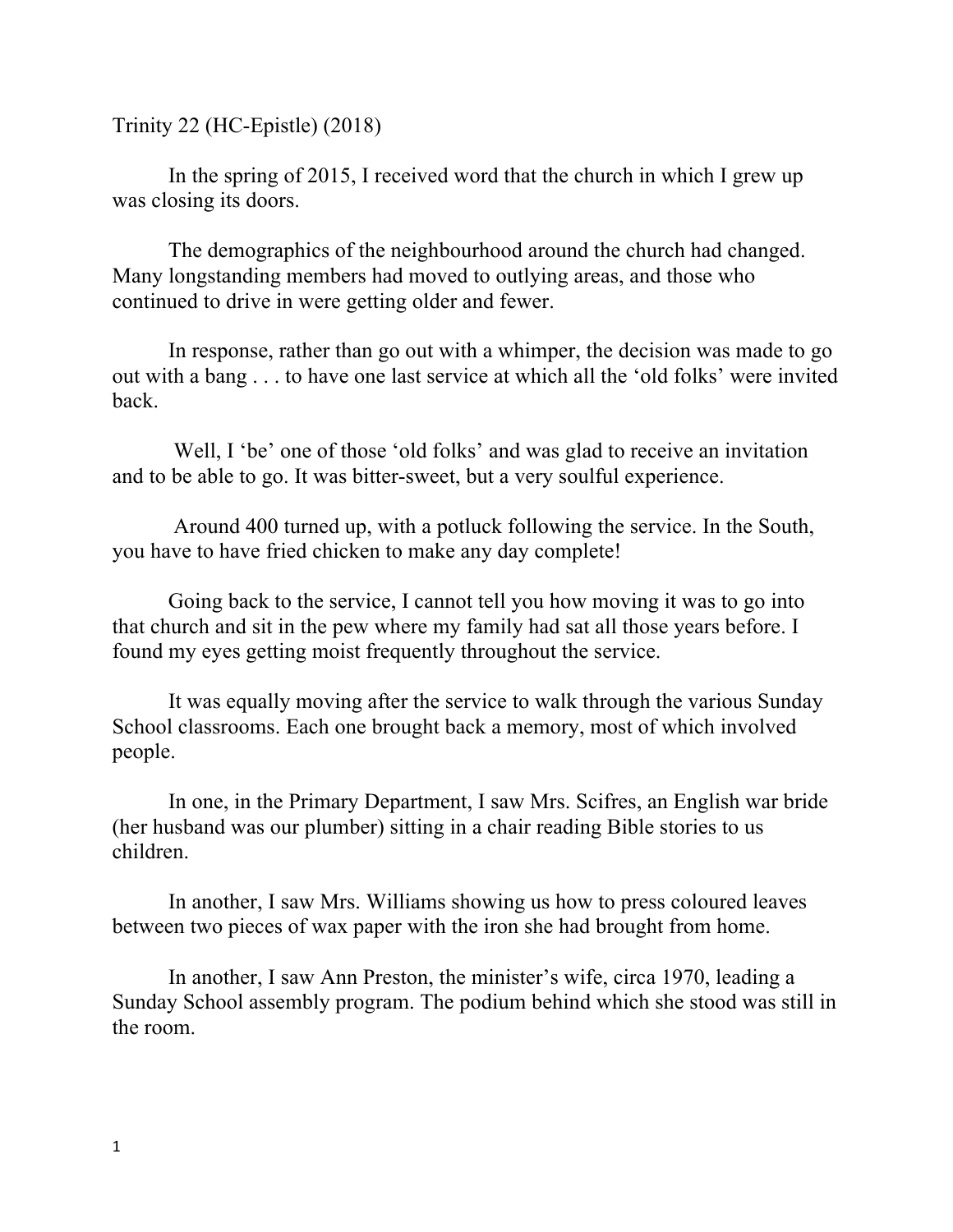Trinity 22 (HC-Epistle) (2018)

In the spring of 2015, I received word that the church in which I grew up was closing its doors.

The demographics of the neighbourhood around the church had changed. Many longstanding members had moved to outlying areas, and those who continued to drive in were getting older and fewer.

In response, rather than go out with a whimper, the decision was made to go out with a bang . . . to have one last service at which all the 'old folks' were invited back.

Well, I 'be' one of those 'old folks' and was glad to receive an invitation and to be able to go. It was bitter-sweet, but a very soulful experience.

Around 400 turned up, with a potluck following the service. In the South, you have to have fried chicken to make any day complete!

Going back to the service, I cannot tell you how moving it was to go into that church and sit in the pew where my family had sat all those years before. I found my eyes getting moist frequently throughout the service.

It was equally moving after the service to walk through the various Sunday School classrooms. Each one brought back a memory, most of which involved people.

In one, in the Primary Department, I saw Mrs. Scifres, an English war bride (her husband was our plumber) sitting in a chair reading Bible stories to us children.

In another, I saw Mrs. Williams showing us how to press coloured leaves between two pieces of wax paper with the iron she had brought from home.

In another, I saw Ann Preston, the minister's wife, circa 1970, leading a Sunday School assembly program. The podium behind which she stood was still in the room.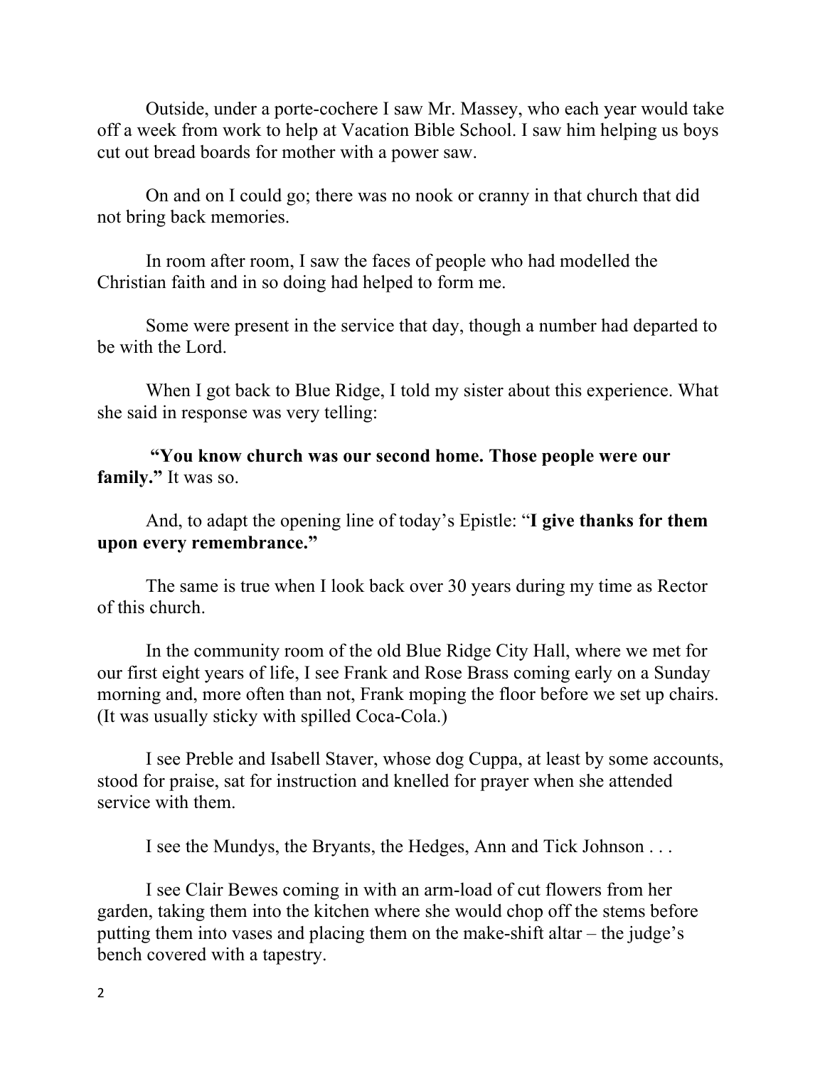Outside, under a porte-cochere I saw Mr. Massey, who each year would take off a week from work to help at Vacation Bible School. I saw him helping us boys cut out bread boards for mother with a power saw.

On and on I could go; there was no nook or cranny in that church that did not bring back memories.

In room after room, I saw the faces of people who had modelled the Christian faith and in so doing had helped to form me.

Some were present in the service that day, though a number had departed to be with the Lord.

When I got back to Blue Ridge, I told my sister about this experience. What she said in response was very telling:

**"You know church was our second home. Those people were our family."** It was so.

And, to adapt the opening line of today's Epistle: "**I give thanks for them upon every remembrance."**

The same is true when I look back over 30 years during my time as Rector of this church.

In the community room of the old Blue Ridge City Hall, where we met for our first eight years of life, I see Frank and Rose Brass coming early on a Sunday morning and, more often than not, Frank moping the floor before we set up chairs. (It was usually sticky with spilled Coca-Cola.)

I see Preble and Isabell Staver, whose dog Cuppa, at least by some accounts, stood for praise, sat for instruction and knelled for prayer when she attended service with them.

I see the Mundys, the Bryants, the Hedges, Ann and Tick Johnson . . .

I see Clair Bewes coming in with an arm-load of cut flowers from her garden, taking them into the kitchen where she would chop off the stems before putting them into vases and placing them on the make-shift altar – the judge's bench covered with a tapestry.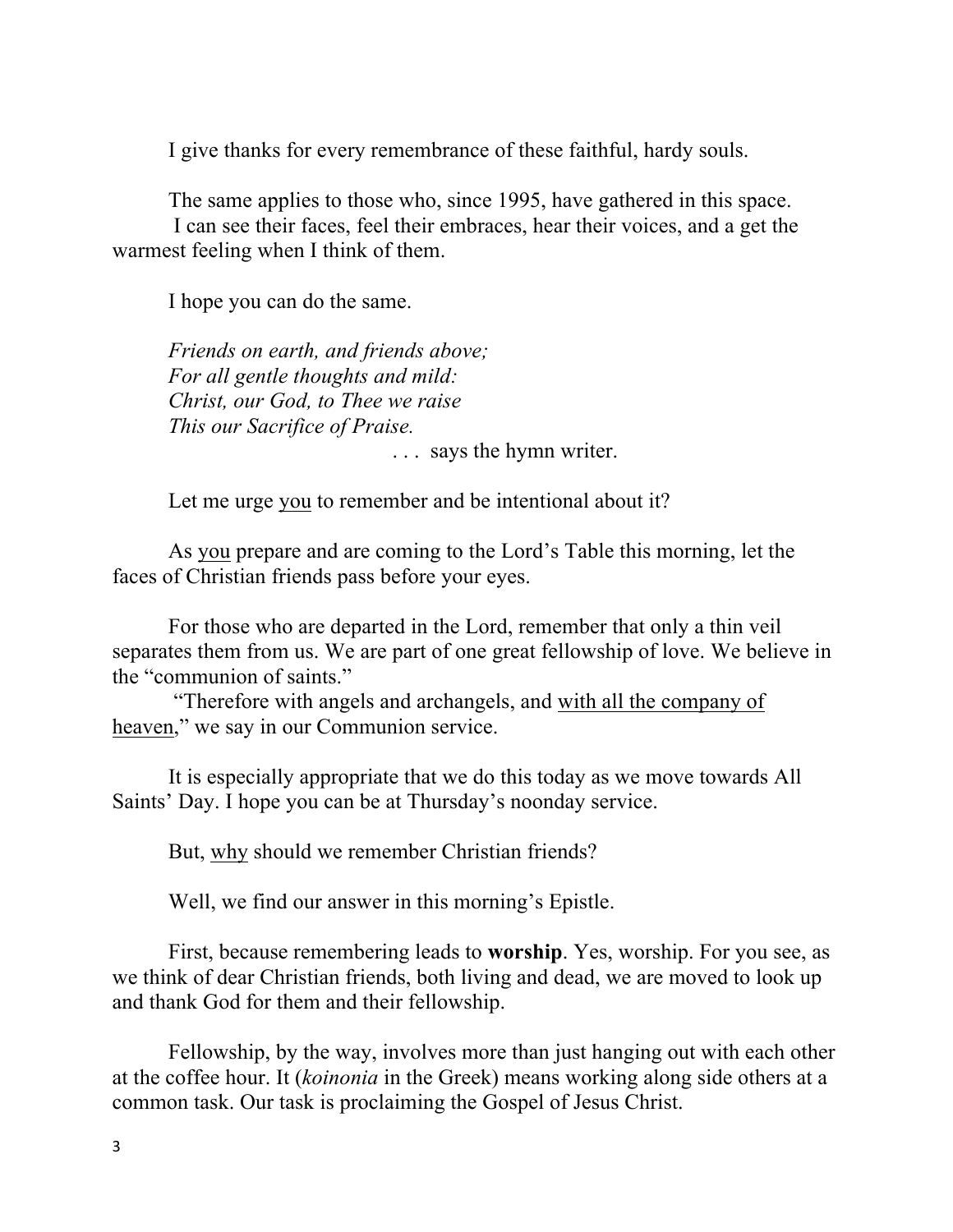I give thanks for every remembrance of these faithful, hardy souls.

The same applies to those who, since 1995, have gathered in this space. I can see their faces, feel their embraces, hear their voices, and a get the warmest feeling when I think of them.

I hope you can do the same.

*Friends on earth, and friends above;*  
*For all gentle thoughts and mild:*  
*Christ, our God, to Thee we raise*  
*This our Sacrifice of Praise.*  
. . . says the hymn writer.

Let me urge <u>you</u> to remember and be intentional about it?

As <u>you</u> prepare and are coming to the Lord's Table this morning, let the faces of Christian friends pass before your eyes.

For those who are departed in the Lord, remember that only a thin veil separates them from us. We are part of one great fellowship of love. We believe in the "communion of saints."

"Therefore with angels and archangels, and <u>with all the company of heaven</u>," we say in our Communion service.

It is especially appropriate that we do this today as we move towards All Saints' Day. I hope you can be at Thursday's noonday service.

But, <u>why</u> should we remember Christian friends?

Well, we find our answer in this morning's Epistle.

First, because remembering leads to **worship**. Yes, worship. For you see, as we think of dear Christian friends, both living and dead, we are moved to look up and thank God for them and their fellowship.

Fellowship, by the way, involves more than just hanging out with each other at the coffee hour. It (*koinonia* in the Greek) means working along side others at a common task. Our task is proclaiming the Gospel of Jesus Christ.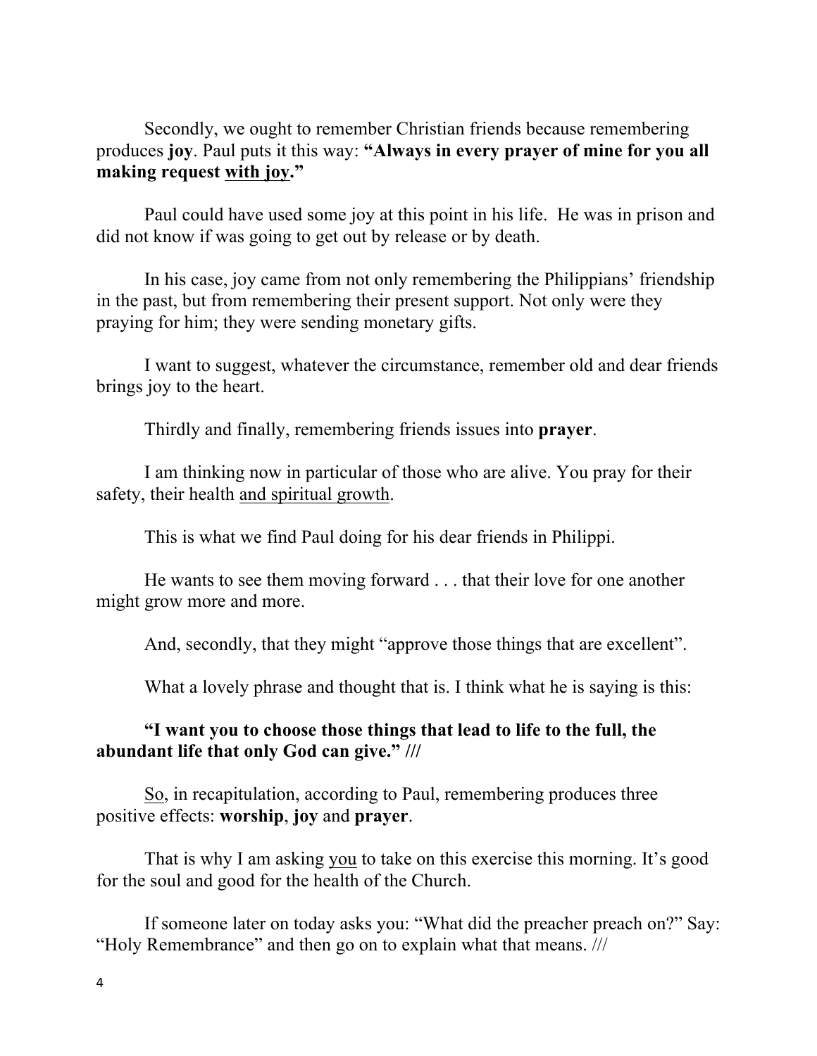Secondly, we ought to remember Christian friends because remembering produces **joy**. Paul puts it this way: **"Always in every prayer of mine for you all making request <u>with joy</u>."**

Paul could have used some joy at this point in his life. He was in prison and did not know if was going to get out by release or by death.

In his case, joy came from not only remembering the Philippians' friendship in the past, but from remembering their present support. Not only were they praying for him; they were sending monetary gifts.

I want to suggest, whatever the circumstance, remember old and dear friends brings joy to the heart.

Thirdly and finally, remembering friends issues into **prayer**.

I am thinking now in particular of those who are alive. You pray for their safety, their health <u>and spiritual growth</u>.

This is what we find Paul doing for his dear friends in Philippi.

He wants to see them moving forward . . . that their love for one another might grow more and more.

And, secondly, that they might "approve those things that are excellent".

What a lovely phrase and thought that is. I think what he is saying is this:

**"I want you to choose those things that lead to life to the full, the abundant life that only God can give." ///**

<u>So</u>, in recapitulation, according to Paul, remembering produces three positive effects: **worship**, **joy** and **prayer**.

That is why I am asking <u>you</u> to take on this exercise this morning. It's good for the soul and good for the health of the Church.

If someone later on today asks you: "What did the preacher preach on?" Say: "Holy Remembrance" and then go on to explain what that means. ///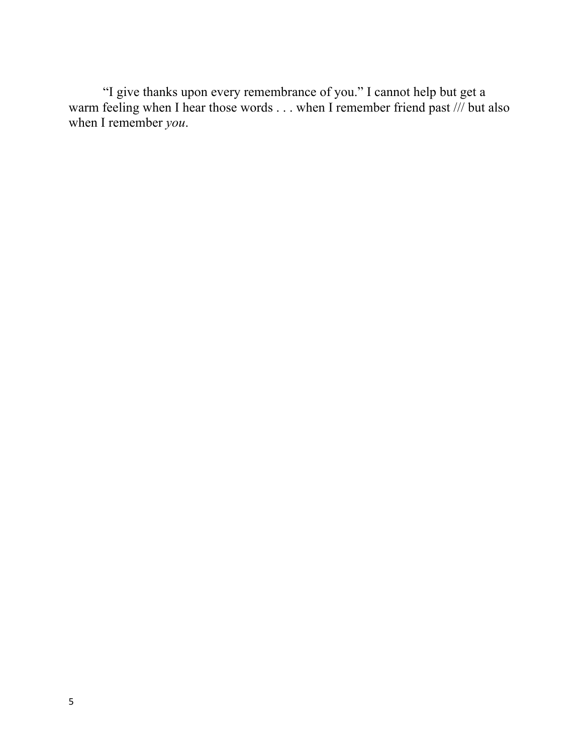"I give thanks upon every remembrance of you." I cannot help but get a warm feeling when I hear those words . . . when I remember friend past /// but also when I remember *you*.